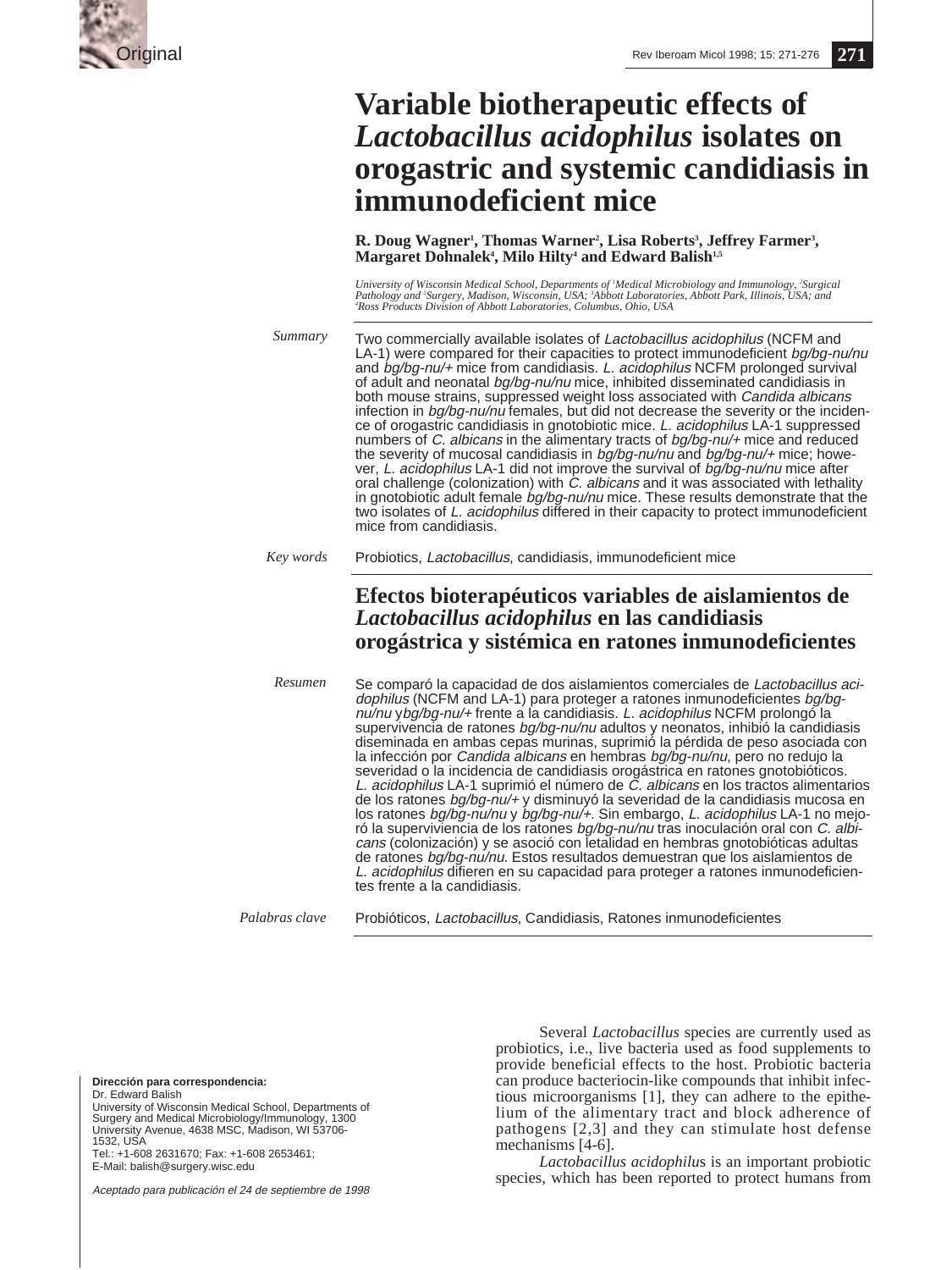Original

# Variable biotherapeutic effects of *Lactobacillus acidophilus* isolates on orogastric and systemic candidiasis in immunodeficient mice

**R. Doug Wagner[1], Thomas Warner[2], Lisa Roberts[3], Jeffrey Farmer[3], Margaret Dohnalek[4], Milo Hilty[4] and Edward Balish[1,5]**

*University of Wisconsin Medical School, Departments of [1]Medical Microbiology and Immunology, [2]Surgical Pathology and [5]Surgery, Madison, Wisconsin, USA; [3]Abbott Laboratories, Abbott Park, Illinois, USA; and [4]Ross Products Division of Abbott Laboratories, Columbus, Ohio, USA*

*Summary*

Two commercially available isolates of *Lactobacillus acidophilus* (NCFM and LA-1) were compared for their capacities to protect immunodeficient *bg/bg-nu/nu* and *bg/bg-nu/+* mice from candidiasis. *L. acidophilus* NCFM prolonged survival of adult and neonatal *bg/bg-nu/nu* mice, inhibited disseminated candidiasis in both mouse strains, suppressed weight loss associated with *Candida albicans* infection in *bg/bg-nu/nu* females, but did not decrease the severity or the incidence of orogastric candidiasis in gnotobiotic mice. *L. acidophilus* LA-1 suppressed numbers of *C. albicans* in the alimentary tracts of *bg/bg-nu/+* mice and reduced the severity of mucosal candidiasis in *bg/bg-nu/nu* and *bg/bg-nu/+* mice; however, *L. acidophilus* LA-1 did not improve the survival of *bg/bg-nu/nu* mice after oral challenge (colonization) with *C. albicans* and it was associated with lethality in gnotobiotic adult female *bg/bg-nu/nu* mice. These results demonstrate that the two isolates of *L. acidophilus* differed in their capacity to protect immunodeficient mice from candidiasis.

*Key words*

Probiotics, *Lactobacillus*, candidiasis, immunodeficient mice

## Efectos bioterapéuticos variables de aislamientos de *Lactobacillus acidophilus* en las candidiasis orogástrica y sistémica en ratones inmunodeficientes

*Resumen*

Se comparó la capacidad de dos aislamientos comerciales de *Lactobacillus acidophilus* (NCFM and LA-1) para proteger a ratones inmunodeficientes *bg/bg-nu/nu* y*bg/bg-nu/+* frente a la candidiasis. *L. acidophilus* NCFM prolongó la supervivencia de ratones *bg/bg-nu/nu* adultos y neonatos, inhibió la candidiasis diseminada en ambas cepas murinas, suprimió la pérdida de peso asociada con la infección por *Candida albicans* en hembras *bg/bg-nu/nu*, pero no redujo la severidad o la incidencia de candidiasis orogástrica en ratones gnotobióticos. *L. acidophilus* LA-1 suprimió el número de *C. albicans* en los tractos alimentarios de los ratones *bg/bg-nu/+* y disminuyó la severidad de la candidiasis mucosa en los ratones *bg/bg-nu/nu* y *bg/bg-nu/+*. Sin embargo, *L. acidophilus* LA-1 no mejoró la superviviencia de los ratones *bg/bg-nu/nu* tras inoculación oral con *C. albicans* (colonización) y se asoció con letalidad en hembras gnotobióticas adultas de ratones *bg/bg-nu/nu*. Estos resultados demuestran que los aislamientos de *L. acidophilus* difieren en su capacidad para proteger a ratones inmunodeficientes frente a la candidiasis.

*Palabras clave*

Probióticos, *Lactobacillus*, Candidiasis, Ratones inmunodeficientes

Several *Lactobacillus* species are currently used as probiotics, i.e., live bacteria used as food supplements to provide beneficial effects to the host. Probiotic bacteria can produce bacteriocin-like compounds that inhibit infectious microorganisms [1], they can adhere to the epithelium of the alimentary tract and block adherence of pathogens [2,3] and they can stimulate host defense mechanisms [4-6].

*Lactobacillus acidophilus* is an important probiotic species, which has been reported to protect humans from

**Dirección para correspondencia:**
Dr. Edward Balish
University of Wisconsin Medical School, Departments of Surgery and Medical Microbiology/Immunology, 1300 University Avenue, 4638 MSC, Madison, WI 53706-1532, USA
Tel.: +1-608 2631670; Fax: +1-608 2653461;
E-Mail: balish@surgery.wisc.edu

*Aceptado para publicación el 24 de septiembre de 1998*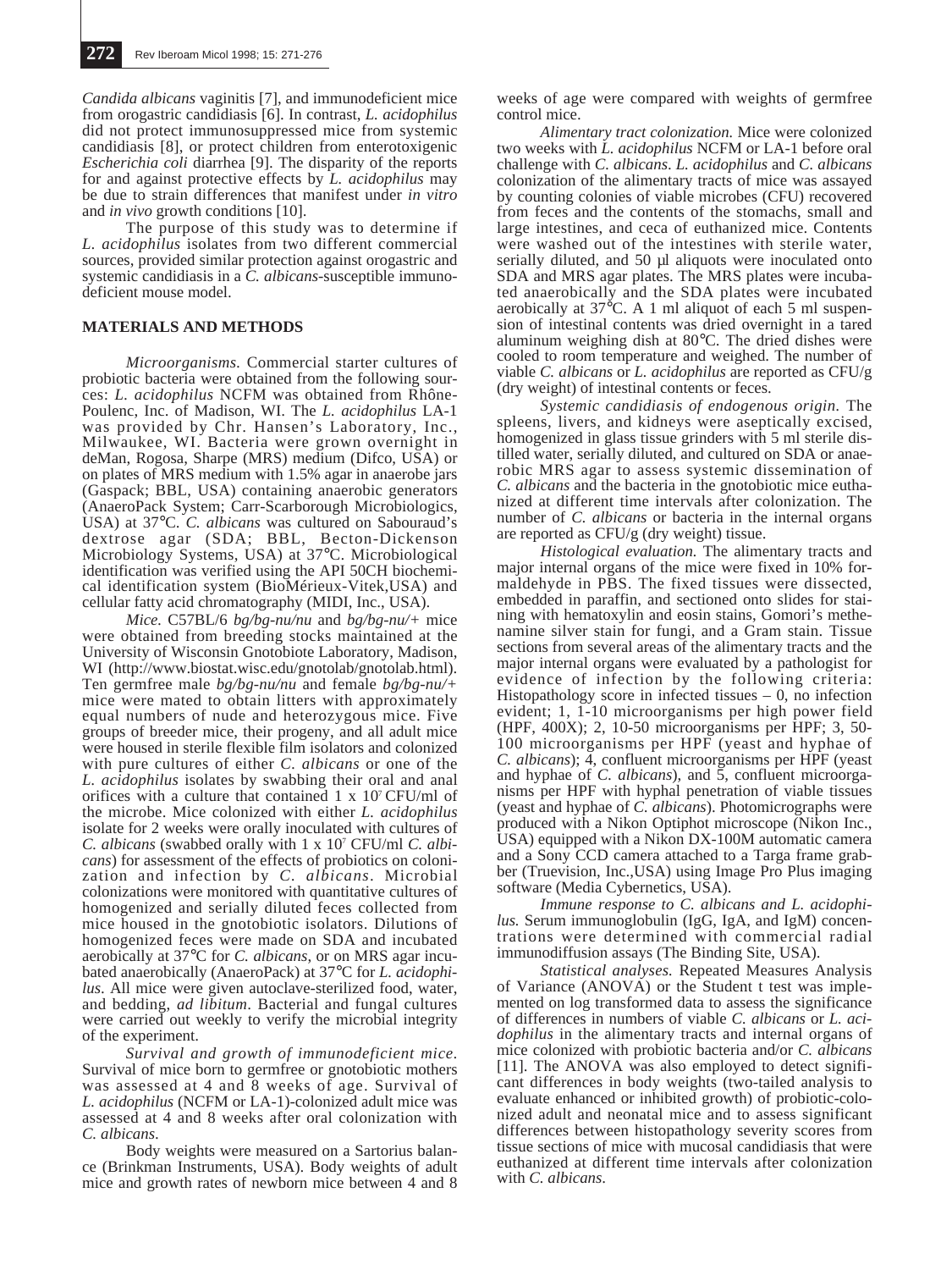*Candida albicans* vaginitis [7], and immunodeficient mice from orogastric candidiasis [6]. In contrast, *L. acidophilus* did not protect immunosuppressed mice from systemic candidiasis [8], or protect children from enterotoxigenic *Escherichia coli* diarrhea [9]. The disparity of the reports for and against protective effects by *L. acidophilus* may be due to strain differences that manifest under *in vitro* and *in vivo* growth conditions [10].

The purpose of this study was to determine if *L. acidophilus* isolates from two different commercial sources, provided similar protection against orogastric and systemic candidiasis in a *C. albicans*-susceptible immunodeficient mouse model.

## MATERIALS AND METHODS

*Microorganisms.* Commercial starter cultures of probiotic bacteria were obtained from the following sources: *L. acidophilus* NCFM was obtained from Rhône-Poulenc, Inc. of Madison, WI. The *L. acidophilus* LA-1 was provided by Chr. Hansen's Laboratory, Inc., Milwaukee, WI. Bacteria were grown overnight in deMan, Rogosa, Sharpe (MRS) medium (Difco, USA) or on plates of MRS medium with 1.5% agar in anaerobe jars (Gaspack; BBL, USA) containing anaerobic generators (AnaeroPack System; Carr-Scarborough Microbiologics, USA) at 37°C. *C. albicans* was cultured on Sabouraud's dextrose agar (SDA; BBL, Becton-Dickenson Microbiology Systems, USA) at 37°C. Microbiological identification was verified using the API 50CH biochemical identification system (BioMérieux-Vitek,USA) and cellular fatty acid chromatography (MIDI, Inc., USA).

*Mice.* C57BL/6 *bg/bg-nu/nu* and *bg/bg-nu/+* mice were obtained from breeding stocks maintained at the University of Wisconsin Gnotobiote Laboratory, Madison, WI (http://www.biostat.wisc.edu/gnotolab/gnotolab.html). Ten germfree male *bg/bg-nu/nu* and female *bg/bg-nu/+* mice were mated to obtain litters with approximately equal numbers of nude and heterozygous mice. Five groups of breeder mice, their progeny, and all adult mice were housed in sterile flexible film isolators and colonized with pure cultures of either *C. albicans* or one of the *L. acidophilus* isolates by swabbing their oral and anal orifices with a culture that contained 1 x $10^7$ CFU/ml of the microbe. Mice colonized with either *L. acidophilus* isolate for 2 weeks were orally inoculated with cultures of *C. albicans* (swabbed orally with 1 x $10^7$ CFU/ml *C. albicans*) for assessment of the effects of probiotics on colonization and infection by *C. albicans*. Microbial colonizations were monitored with quantitative cultures of homogenized and serially diluted feces collected from mice housed in the gnotobiotic isolators. Dilutions of homogenized feces were made on SDA and incubated aerobically at 37°C for *C. albicans*, or on MRS agar incubated anaerobically (AnaeroPack) at 37°C for *L. acidophilus*. All mice were given autoclave-sterilized food, water, and bedding, *ad libitum*. Bacterial and fungal cultures were carried out weekly to verify the microbial integrity of the experiment.

*Survival and growth of immunodeficient mice.* Survival of mice born to germfree or gnotobiotic mothers was assessed at 4 and 8 weeks of age. Survival of *L. acidophilus* (NCFM or LA-1)-colonized adult mice was assessed at 4 and 8 weeks after oral colonization with *C. albicans*.

Body weights were measured on a Sartorius balance (Brinkman Instruments, USA). Body weights of adult mice and growth rates of newborn mice between 4 and 8 weeks of age were compared with weights of germfree control mice.

*Alimentary tract colonization.* Mice were colonized two weeks with *L. acidophilus* NCFM or LA-1 before oral challenge with *C. albicans*. *L. acidophilus* and *C. albicans* colonization of the alimentary tracts of mice was assayed by counting colonies of viable microbes (CFU) recovered from feces and the contents of the stomachs, small and large intestines, and ceca of euthanized mice. Contents were washed out of the intestines with sterile water, serially diluted, and 50 µl aliquots were inoculated onto SDA and MRS agar plates. The MRS plates were incubated anaerobically and the SDA plates were incubated aerobically at 37°C. A 1 ml aliquot of each 5 ml suspension of intestinal contents was dried overnight in a tared aluminum weighing dish at 80°C. The dried dishes were cooled to room temperature and weighed. The number of viable *C. albicans* or *L. acidophilus* are reported as CFU/g (dry weight) of intestinal contents or feces.

*Systemic candidiasis of endogenous origin.* The spleens, livers, and kidneys were aseptically excised, homogenized in glass tissue grinders with 5 ml sterile distilled water, serially diluted, and cultured on SDA or anaerobic MRS agar to assess systemic dissemination of *C. albicans* and the bacteria in the gnotobiotic mice euthanized at different time intervals after colonization. The number of *C. albicans* or bacteria in the internal organs are reported as CFU/g (dry weight) tissue.

*Histological evaluation.* The alimentary tracts and major internal organs of the mice were fixed in 10% formaldehyde in PBS. The fixed tissues were dissected, embedded in paraffin, and sectioned onto slides for staining with hematoxylin and eosin stains, Gomori's methenamine silver stain for fungi, and a Gram stain. Tissue sections from several areas of the alimentary tracts and the major internal organs were evaluated by a pathologist for evidence of infection by the following criteria: Histopathology score in infected tissues – 0, no infection evident; 1, 1-10 microorganisms per high power field (HPF, 400X); 2, 10-50 microorganisms per HPF; 3, 50-100 microorganisms per HPF (yeast and hyphae of *C. albicans*); 4, confluent microorganisms per HPF (yeast and hyphae of *C. albicans*), and 5, confluent microorganisms per HPF with hyphal penetration of viable tissues (yeast and hyphae of *C. albicans*). Photomicrographs were produced with a Nikon Optiphot microscope (Nikon Inc., USA) equipped with a Nikon DX-100M automatic camera and a Sony CCD camera attached to a Targa frame grabber (Truevision, Inc.,USA) using Image Pro Plus imaging software (Media Cybernetics, USA).

*Immune response to C. albicans and L. acidophilus.* Serum immunoglobulin (IgG, IgA, and IgM) concentrations were determined with commercial radial immunodiffusion assays (The Binding Site, USA).

*Statistical analyses.* Repeated Measures Analysis of Variance (ANOVA) or the Student t test was implemented on log transformed data to assess the significance of differences in numbers of viable *C. albicans* or *L. acidophilus* in the alimentary tracts and internal organs of mice colonized with probiotic bacteria and/or *C. albicans* [11]. The ANOVA was also employed to detect significant differences in body weights (two-tailed analysis to evaluate enhanced or inhibited growth) of probiotic-colonized adult and neonatal mice and to assess significant differences between histopathology severity scores from tissue sections of mice with mucosal candidiasis that were euthanized at different time intervals after colonization with *C. albicans*.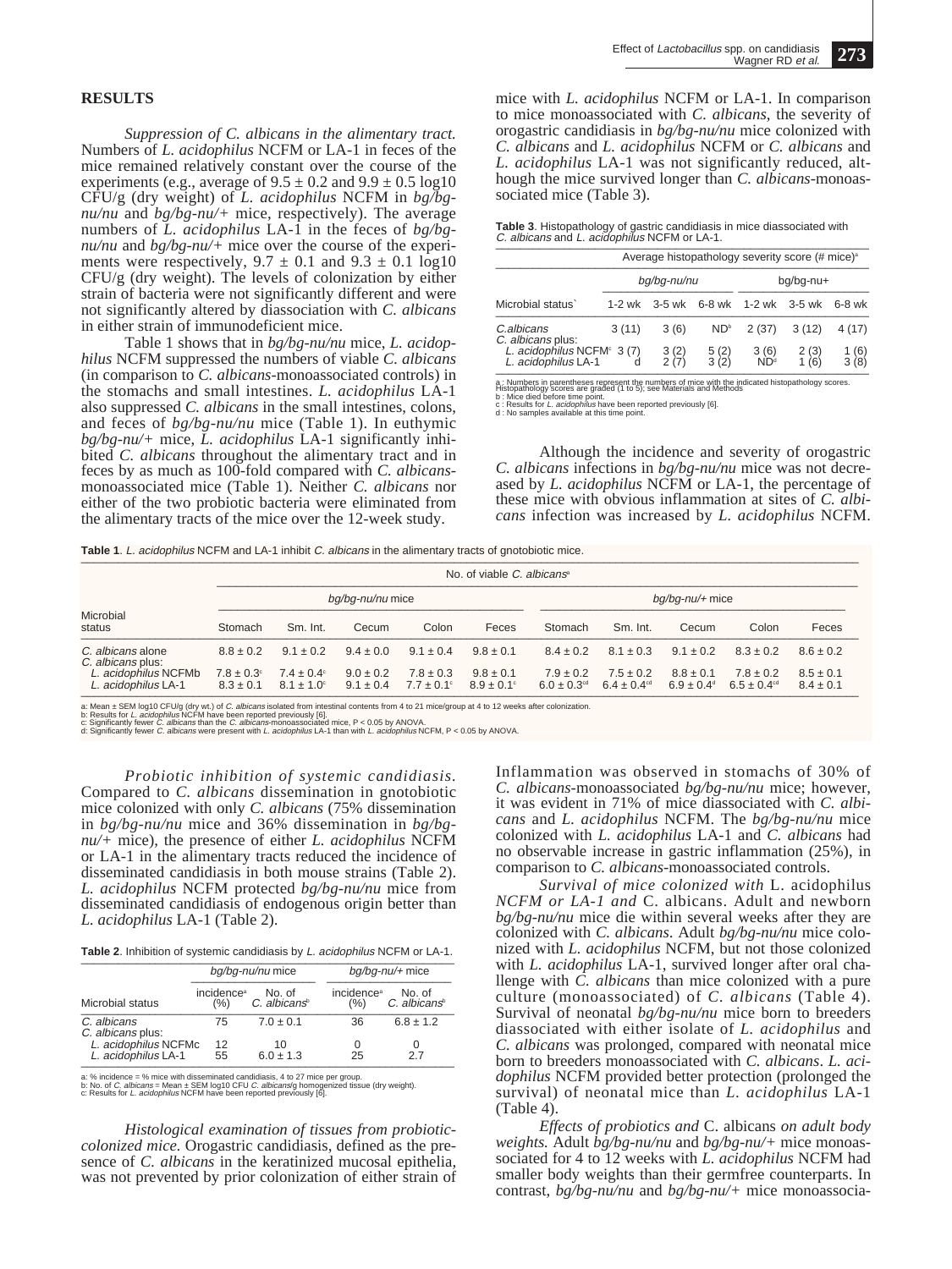## RESULTS

*Suppression of C. albicans in the alimentary tract.* Numbers of *L. acidophilus* NCFM or LA-1 in feces of the mice remained relatively constant over the course of the experiments (e.g., average of 9.5 ± 0.2 and 9.9 ± 0.5 log10 CFU/g (dry weight) of *L. acidophilus* NCFM in *bg/bg-nu/nu* and *bg/bg-nu/+* mice, respectively). The average numbers of *L. acidophilus* LA-1 in the feces of *bg/bg-nu/nu* and *bg/bg-nu/+* mice over the course of the experiments were respectively, 9.7 ± 0.1 and 9.3 ± 0.1 log10 CFU/g (dry weight). The levels of colonization by either strain of bacteria were not significantly different and were not significantly altered by diassociation with *C. albicans* in either strain of immunodeficient mice.

Table 1 shows that in *bg/bg-nu/nu* mice, *L. acidophilus* NCFM suppressed the numbers of viable *C. albicans* (in comparison to *C. albicans*-monoassociated controls) in the stomachs and small intestines. *L. acidophilus* LA-1 also suppressed *C. albicans* in the small intestines, colons, and feces of *bg/bg-nu/nu* mice (Table 1). In euthymic *bg/bg-nu/+* mice, *L. acidophilus* LA-1 significantly inhibited *C. albicans* throughout the alimentary tract and in feces by as much as 100-fold compared with *C. albicans*-monoassociated mice (Table 1). Neither *C. albicans* nor either of the two probiotic bacteria were eliminated from the alimentary tracts of the mice over the 12-week study.

**Table 1**. *L. acidophilus* NCFM and LA-1 inhibit *C. albicans* in the alimentary tracts of gnotobiotic mice.

| Microbial status | No. of viable *C. albicans*[a] | | | | | | | | | |
|---|---|---|---|---|---|---|---|---|---|---|
| | *bg/bg-nu/nu* mice | | | | | *bg/bg-nu/+* mice | | | | |
| | Stomach | Sm. Int. | Cecum | Colon | Feces | Stomach | Sm. Int. | Cecum | Colon | Feces |
| *C. albicans* alone | 8.8 ± 0.2 | 9.1 ± 0.2 | 9.4 ± 0.0 | 9.1 ± 0.4 | 9.8 ± 0.1 | 8.4 ± 0.2 | 8.1 ± 0.3 | 9.1 ± 0.2 | 8.3 ± 0.2 | 8.6 ± 0.2 |
| *C. albicans* plus: | | | | | | | | | | |
| *L. acidophilus* NCFMb | 7.8 ± 0.3[c] | 7.4 ± 0.4[c] | 9.0 ± 0.2 | 7.8 ± 0.3 | 9.8 ± 0.1 | 7.9 ± 0.2 | 7.5 ± 0.2 | 8.8 ± 0.1 | 7.8 ± 0.2 | 8.5 ± 0.1 |
| *L. acidophilus* LA-1 | 8.3 ± 0.1 | 8.1 ± 1.0[c] | 9.1 ± 0.4 | 7.7 ± 0.1[c] | 8.9 ± 0.1[c] | 6.0 ± 0.3[cd] | 6.4 ± 0.4[cd] | 6.9 ± 0.4[d] | 6.5 ± 0.4[cd] | 8.4 ± 0.1 |

a: Mean ± SEM log10 CFU/g (dry wt.) of *C. albicans* isolated from intestinal contents from 4 to 21 mice/group at 4 to 12 weeks after colonization.
b: Results for *L. acidophilus* NCFM have been reported previously [6].
c: Significantly fewer *C. albicans* than the *C. albicans*-monoassociated mice, P < 0.05 by ANOVA.
d: Significantly fewer *C. albicans* were present with *L. acidophilus* LA-1 than with *L. acidophilus* NCFM, P < 0.05 by ANOVA.

*Probiotic inhibition of systemic candidiasis.* Compared to *C. albicans* dissemination in gnotobiotic mice colonized with only *C. albicans* (75% dissemination in *bg/bg-nu/nu* mice and 36% dissemination in *bg/bg-nu/+* mice), the presence of either *L. acidophilus* NCFM or LA-1 in the alimentary tracts reduced the incidence of disseminated candidiasis in both mouse strains (Table 2). *L. acidophilus* NCFM protected *bg/bg-nu/nu* mice from disseminated candidiasis of endogenous origin better than *L. acidophilus* LA-1 (Table 2).

**Table 2**. Inhibition of systemic candidiasis by *L. acidophilus* NCFM or LA-1.

| Microbial status | *bg/bg-nu/nu* mice | | *bg/bg-nu/+* mice | |
|---|---|---|---|---|
| | incidence[a] (%) | No. of *C. albicans*[b] | incidence[a] (%) | No. of *C. albicans*[b] |
| *C. albicans* | 75 | 7.0 ± 0.1 | 36 | 6.8 ± 1.2 |
| *C. albicans* plus: | | | | |
| *L. acidophilus* NCFMc | 12 | 10 | 0 | 0 |
| *L. acidophilus* LA-1 | 55 | 6.0 ± 1.3 | 25 | 2.7 |

a: % incidence = % mice with disseminated candidiasis, 4 to 27 mice per group.
b: No. of *C. albicans* = Mean ± SEM log10 CFU *C. albicans*/g homogenized tissue (dry weight).
c: Results for *L. acidophilus* NCFM have been reported previously [6].

*Histological examination of tissues from probiotic-colonized mice.* Orogastric candidiasis, defined as the presence of *C. albicans* in the keratinized mucosal epithelia, was not prevented by prior colonization of either strain of mice with *L. acidophilus* NCFM or LA-1. In comparison to mice monoassociated with *C. albicans*, the severity of orogastric candidiasis in *bg/bg-nu/nu* mice colonized with *C. albicans* and *L. acidophilus* NCFM or *C. albicans* and *L. acidophilus* LA-1 was not significantly reduced, although the mice survived longer than *C. albicans*-monoassociated mice (Table 3).

**Table 3**. Histopathology of gastric candidiasis in mice diassociated with *C. albicans* and *L. acidophilus* NCFM or LA-1.

| Microbial status` | Average histopathology severity score (# mice)[a] | | | | | |
|---|---|---|---|---|---|---|
| | bg/bg-nu/nu | | | bg/bg-nu+ | | |
| | 1-2 wk | 3-5 wk | 6-8 wk | 1-2 wk | 3-5 wk | 6-8 wk |
| *C.albicans* | 3 (11) | 3 (6) | ND[b] | 2 (37) | 3 (12) | 4 (17) |
| *C. albicans* plus: | | | | | | |
| *L. acidophilus* NCFM[c] | 3 (7) | 3 (2) | 5 (2) | 3 (6) | 2 (3) | 1 (6) |
| *L. acidophilus* LA-1 | d | 2 (7) | 3 (2) | ND[d] | 1 (6) | 3 (8) |

a : Numbers in parentheses represent the numbers of mice with the indicated histopathology scores. Histopathology scores are graded (1 to 5); see Materials and Methods
b : Mice died before time point.
c : Results for *L. acidophilus* have been reported previously [6].
d : No samples available at this time point.

Although the incidence and severity of orogastric *C. albicans* infections in *bg/bg-nu/nu* mice was not decreased by *L. acidophilus* NCFM or LA-1, the percentage of these mice with obvious inflammation at sites of *C. albicans* infection was increased by *L. acidophilus* NCFM. Inflammation was observed in stomachs of 30% of *C. albicans*-monoassociated *bg/bg-nu/nu* mice; however, it was evident in 71% of mice diassociated with *C. albicans* and *L. acidophilus* NCFM. The *bg/bg-nu/nu* mice colonized with *L. acidophilus* LA-1 and *C. albicans* had no observable increase in gastric inflammation (25%), in comparison to *C. albicans*-monoassociated controls.

*Survival of mice colonized with* L. acidophilus *NCFM or LA-1 and* C. albicans. Adult and newborn *bg/bg-nu/nu* mice die within several weeks after they are colonized with *C. albicans*. Adult *bg/bg-nu/nu* mice colonized with *L. acidophilus* NCFM, but not those colonized with *L. acidophilus* LA-1, survived longer after oral challenge with *C. albicans* than mice colonized with a pure culture (monoassociated) of *C. albicans* (Table 4). Survival of neonatal *bg/bg-nu/nu* mice born to breeders diassociated with either isolate of *L. acidophilus* and *C. albicans* was prolonged, compared with neonatal mice born to breeders monoassociated with *C. albicans*. *L. acidophilus* NCFM provided better protection (prolonged the survival) of neonatal mice than *L. acidophilus* LA-1 (Table 4).

*Effects of probiotics and* C. albicans *on adult body weights.* Adult *bg/bg-nu/nu* and *bg/bg-nu/+* mice monoassociated for 4 to 12 weeks with *L. acidophilus* NCFM had smaller body weights than their germfree counterparts. In contrast, *bg/bg-nu/nu* and *bg/bg-nu/+* mice monoassocia-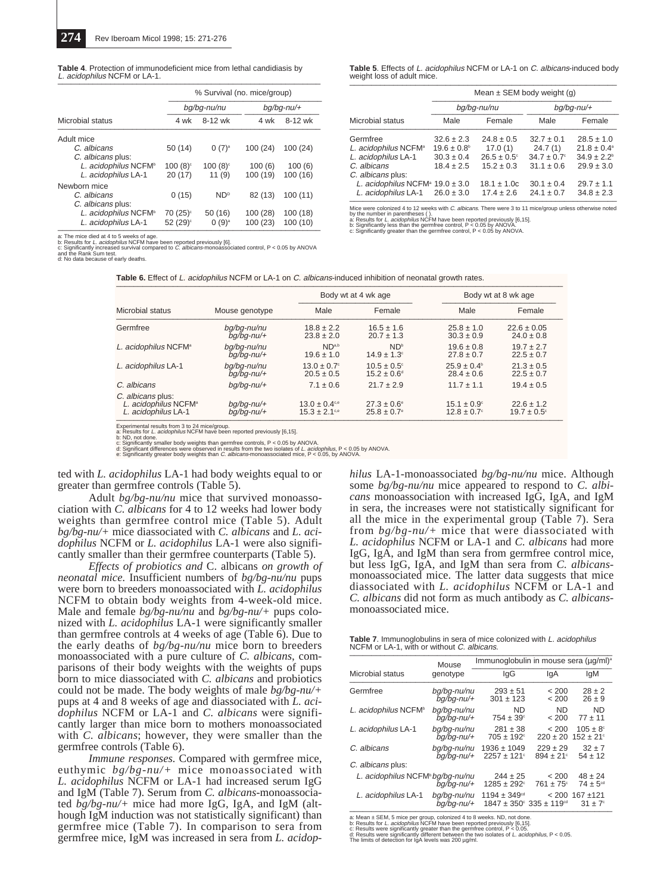**Table 4**. Protection of immunodeficient mice from lethal candidiasis by *L. acidophilus* NCFM or LA-1.

| Microbial status | % Survival (no. mice/group) | | | |
|---|---|---|---|---|
| | *bg/bg-nu/nu* | | *bg/bg-nu/+* | |
| | 4 wk | 8-12 wk | 4 wk | 8-12 wk |
| Adult mice | | | | |
| *C. albicans* | 50 (14) | 0 (7)[a] | 100 (24) | 100 (24) |
| *C. albicans* plus: | | | | |
| *L. acidophilus* NCFM[b] | 100 (8)[c] | 100 (8)[c] | 100 (6) | 100 (6) |
| *L. acidophilus* LA-1 | 20 (17) | 11 (9) | 100 (19) | 100 (16) |
| Newborn mice | | | | |
| *C. albicans* | 0 (15) | ND[D] | 82 (13) | 100 (11) |
| *C. albicans* plus: | | | | |
| *L. acidophilus* NCFM[b] | 70 (25)[c] | 50 (16) | 100 (28) | 100 (18) |
| *L. acidophilus* LA-1 | 52 (29)[c] | 0 (9)[a] | 100 (23) | 100 (10) |

a: The mice died at 4 to 5 weeks of age.
b: Results for *L. acidophilus* NCFM have been reported previously [6].
c: Significantly increased survival compared to *C. albicans*-monoassociated control, P < 0.05 by ANOVA and the Rank Sum test.
d: No data because of early deaths.

**Table 5**. Effects of *L. acidophilus* NCFM or LA-1 on *C. albicans*-induced body weight loss of adult mice.

| Microbial status | Mean ± SEM body weight (g) | | | |
|---|---|---|---|---|
| | *bg/bg-nu/nu* | | *bg/bg-nu/+* | |
| | Male | Female | Male | Female |
| Germfree | 32.6 ± 2.3 | 24.8 ± 0.5 | 32.7 ± 0.1 | 28.5 ± 1.0 |
| *L. acidophilus* NCFM[a] | 19.6 ± 0.8[b] | 17.0 (1) | 24.7 (1) | 21.8 ± 0.4[a] |
| *L. acidophilus* LA-1 | 30.3 ± 0.4 | 26.5 ± 0.5[c] | 34.7 ± 0.7[c] | 34.9 ± 2.2[b] |
| *C. albicans* | 18.4 ± 2.5 | 15.2 ± 0.3 | 31.1 ± 0.6 | 29.9 ± 3.0 |
| *C. albicans* plus: | | | | |
| *L. acidophilus* NCFM[a] | 19.0 ± 3.0 | 18.1 ± 1.0c | 30.1 ± 0.4 | 29.7 ± 1.1 |
| *L. acidophilus* LA-1 | 26.0 ± 3.0 | 17.4 ± 2.6 | 24.1 ± 0.7 | 34.8 ± 2.3 |

Mice were colonized 4 to 12 weeks with *C. albicans*. There were 3 to 11 mice/group unless otherwise noted by the number in parentheses ( ).
a: Results for *L. acidophilus* NCFM have been reported previously [6,15].
b: Significantly less than the germfree control, P < 0.05 by ANOVA.
c: Significantly greater than the germfree control, P < 0.05 by ANOVA.

**Table 6.** Effect of *L. acidophilus* NCFM or LA-1 on *C. albicans*-induced inhibition of neonatal growth rates.

| Microbial status | Mouse genotype | Body wt at 4 wk age | | Body wt at 8 wk age | |
|---|---|---|---|---|---|
| | | Male | Female | Male | Female |
| Germfree | *bg/bg-nu/nu* | 18.8 ± 2.2 | 16.5 ± 1.6 | 25.8 ± 1.0 | 22.6 ± 0.05 |
| | *bg/bg-nu/+* | 23.8 ± 2.0 | 20.7 ± 1.3 | 30.3 ± 0.9 | 24.0 ± 0.8 |
| *L. acidophilus* NCFM[a] | *bg/bg-nu/nu* | ND[a,b] | ND[b] | 19.6 ± 0.8 | 19.7 ± 2.7 |
| | *bg/bg-nu/+* | 19.6 ± 1.0 | 14.9 ± 1.3[c] | 27.8 ± 0.7 | 22.5 ± 0.7 |
| *L. acidophilus* LA-1 | *bg/bg-nu/nu* | 13.0 ± 0.7[c] | 10.5 ± 0.5[c] | 25.9 ± 0.4[b] | 21.3 ± 0.5 |
| | *bg/bg-nu/+* | 20.5 ± 0.5 | 15.2 ± 0.6[d] | 28.4 ± 0.6 | 22.5 ± 0.7 |
| *C. albicans* | *bg/bg-nu/+* | 7.1 ± 0.6 | 21.7 ± 2.9 | 11.7 ± 1.1 | 19.4 ± 0.5 |
| *C. albicans* plus: | | | | | |
| *L. acidophilus* NCFM[a] | *bg/bg-nu/+* | 13.0 ± 0.4[c,e] | 27.3 ± 0.6[e] | 15.1 ± 0.9[c] | 22.6 ± 1.2 |
| *L. acidophilus* LA-1 | *bg/bg-nu/+* | 15.3 ± 2.1[c,e] | 25.8 ± 0.7[e] | 12.8 ± 0.7[c] | 19.7 ± 0.5[c] |

Experimental results from 3 to 24 mice/group.
a: Results for *L. acidophilus* NCFM have been reported previously [6,15].
b: ND, not done.
c: Significantly smaller body weights than germfree controls, P < 0.05 by ANOVA.
d: Significant differences were observed in results from the two isolates of *L. acidophilus*, P < 0.05 by ANOVA.
e: Significantly greater body weights than *C. albicans*-monoassociated mice, P < 0.05, by ANOVA.

ted with *L. acidophilus* LA-1 had body weights equal to or greater than germfree controls (Table 5).

Adult *bg/bg-nu/nu* mice that survived monoassociation with *C. albicans* for 4 to 12 weeks had lower body weights than germfree control mice (Table 5). Adult *bg/bg-nu/+* mice diassociated with *C. albicans* and *L. acidophilus* NCFM or *L. acidophilus* LA-1 were also significantly smaller than their germfree counterparts (Table 5).

*Effects of probiotics and* C. albicans *on growth of neonatal mice.* Insufficient numbers of *bg/bg-nu/nu* pups were born to breeders monoassociated with *L. acidophilus* NCFM to obtain body weights from 4-week-old mice. Male and female *bg/bg-nu/nu* and *bg/bg-nu/+* pups colonized with *L. acidophilus* LA-1 were significantly smaller than germfree controls at 4 weeks of age (Table 6). Due to the early deaths of *bg/bg-nu/nu* mice born to breeders monoassociated with a pure culture of *C. albicans*, comparisons of their body weights with the weights of pups born to mice diassociated with *C. albicans* and probiotics could not be made. The body weights of male *bg/bg-nu/+* pups at 4 and 8 weeks of age and diassociated with *L. acidophilus* NCFM or LA-1 and *C. albicans* were significantly larger than mice born to mothers monoassociated with *C. albicans*; however, they were smaller than the germfree controls (Table 6).

*Immune responses.* Compared with germfree mice, euthymic *bg/bg-nu/+* mice monoassociated with *L. acidophilus* NCFM or LA-1 had increased serum IgG and IgM (Table 7). Serum from *C. albicans*-monoassociated *bg/bg-nu/+* mice had more IgG, IgA, and IgM (although IgM induction was not statistically significant) than germfree mice (Table 7). In comparison to sera from germfree mice, IgM was increased in sera from *L. acidophilus* LA-1-monoassociated *bg/bg-nu/nu* mice. Although some *bg/bg-nu/nu* mice appeared to respond to *C. albicans* monoassociation with increased IgG, IgA, and IgM in sera, the increases were not statistically significant for all the mice in the experimental group (Table 7). Sera from *bg/bg-nu/+* mice that were diassociated with *L. acidophilus* NCFM or LA-1 and *C. albicans* had more IgG, IgA, and IgM than sera from germfree control mice, but less IgG, IgA, and IgM than sera from *C. albicans*-monoassociated mice. The latter data suggests that mice diassociated with *L. acidophilus* NCFM or LA-1 and *C. albicans* did not form as much antibody as *C. albicans*-monoassociated mice.

**Table 7**. Immunoglobulins in sera of mice colonized with *L. acidophilus* NCFM or LA-1, with or without *C. albicans*.

| Microbial status | Mouse genotype | Immunoglobulin in mouse sera (µg/ml)[a] | | |
|---|---|---|---|---|
| | | IgG | IgA | IgM |
| Germfree | *bg/bg-nu/nu* | 293 ± 51 | < 200 | 28 ± 2 |
| | *bg/bg-nu/+* | 301 ± 123 | < 200 | 26 ± 9 |
| *L. acidophilus* NCFM[b] | *bg/bg-nu/nu* | ND | ND | ND |
| | *bg/bg-nu/+* | 754 ± 39[c] | < 200 | 77 ± 11 |
| *L. acidophilus* LA-1 | *bg/bg-nu/nu* | 281 ± 38 | < 200 | 105 ± 8[c] |
| | *bg/bg-nu/+* | 705 ± 192[c] | 220 ± 20 | 152 ± 21[c] |
| *C. albicans* | *bg/bg-nu/nu* | 1936 ± 1049 | 229 ± 29 | 32 ± 7 |
| | *bg/bg-nu/+* | 2257 ± 121[c] | 894 ± 21[c] | 54 ± 12 |
| *C. albicans* plus: | | | | |
| *L. acidophilus* NCFM[b] | *bg/bg-nu/nu* | 244 ± 25 | < 200 | 48 ± 24 |
| | *bg/bg-nu/+* | 1285 ± 292[c] | 761 ± 75[c] | 74 ± 5[cd] |
| *L. acidophilus* LA-1 | *bg/bg-nu/nu* | 1194 ± 349[cd] | < 200 | 167 ±121 |
| | *bg/bg-nu/+* | 1847 ± 350[c] | 335 ± 119[cd] | 31 ± 7[c] |

a: Mean ± SEM, 5 mice per group, colonized 4 to 8 weeks. ND, not done.
b: Results for *L. acidophilus* NCFM have been reported previously [6,15].
c: Results were significantly greater than the germfree control, P < 0.05.
d: Results were significantly different between the two isolates of *L. acidophilus*, P < 0.05.
The limits of detection for IgA levels was 200 µg/ml.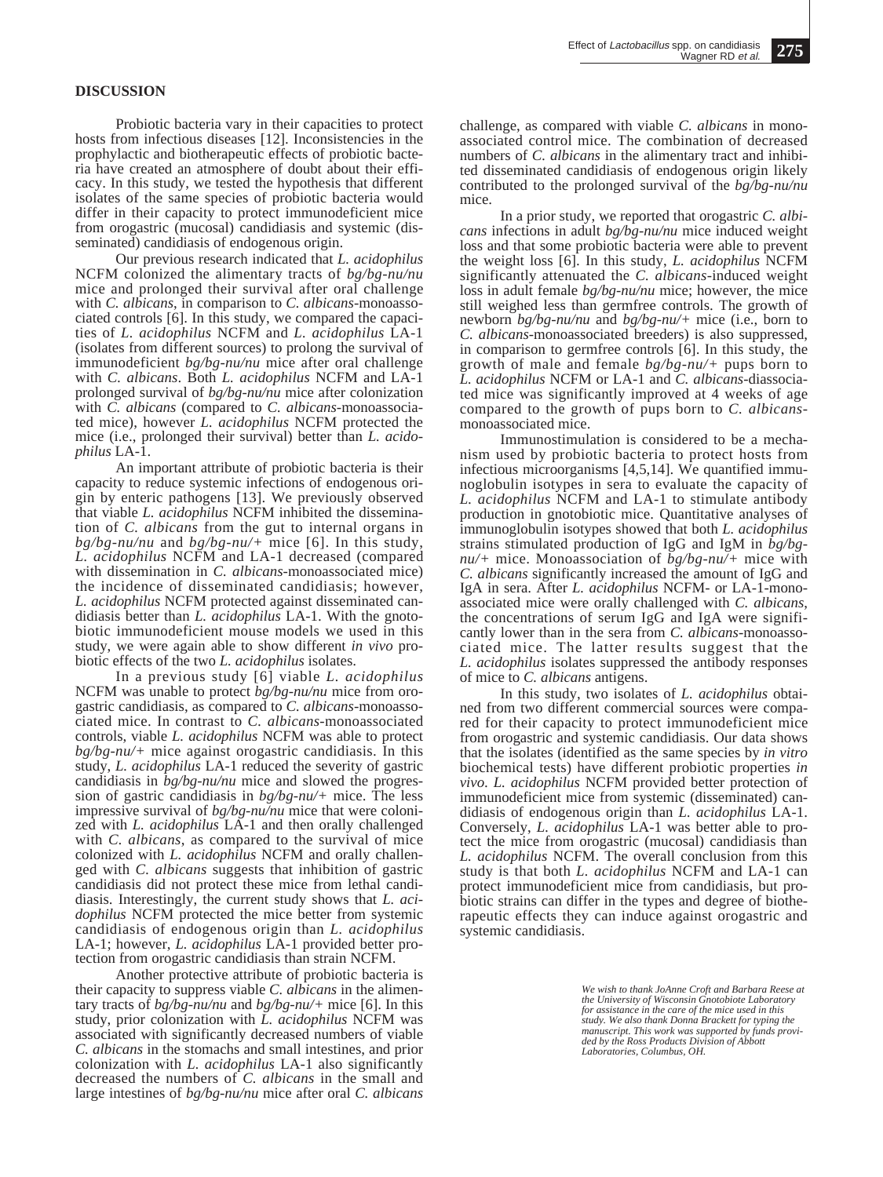## DISCUSSION

Probiotic bacteria vary in their capacities to protect hosts from infectious diseases [12]. Inconsistencies in the prophylactic and biotherapeutic effects of probiotic bacteria have created an atmosphere of doubt about their efficacy. In this study, we tested the hypothesis that different isolates of the same species of probiotic bacteria would differ in their capacity to protect immunodeficient mice from orogastric (mucosal) candidiasis and systemic (disseminated) candidiasis of endogenous origin.

Our previous research indicated that *L. acidophilus* NCFM colonized the alimentary tracts of *bg/bg-nu/nu* mice and prolonged their survival after oral challenge with *C. albicans*, in comparison to *C. albicans*-monoassociated controls [6]. In this study, we compared the capacities of *L. acidophilus* NCFM and *L. acidophilus* LA-1 (isolates from different sources) to prolong the survival of immunodeficient *bg/bg-nu/nu* mice after oral challenge with *C. albicans*. Both *L. acidophilus* NCFM and LA-1 prolonged survival of *bg/bg-nu/nu* mice after colonization with *C. albicans* (compared to *C. albicans*-monoassociated mice), however *L. acidophilus* NCFM protected the mice (i.e., prolonged their survival) better than *L. acidophilus* LA-1.

An important attribute of probiotic bacteria is their capacity to reduce systemic infections of endogenous origin by enteric pathogens [13]. We previously observed that viable *L. acidophilus* NCFM inhibited the dissemination of *C. albicans* from the gut to internal organs in *bg/bg-nu/nu* and *bg/bg-nu/+* mice [6]. In this study, *L. acidophilus* NCFM and LA-1 decreased (compared with dissemination in *C. albicans*-monoassociated mice) the incidence of disseminated candidiasis; however, *L. acidophilus* NCFM protected against disseminated candidiasis better than *L. acidophilus* LA-1. With the gnotobiotic immunodeficient mouse models we used in this study, we were again able to show different *in vivo* probiotic effects of the two *L. acidophilus* isolates.

In a previous study [6] viable *L. acidophilus* NCFM was unable to protect *bg/bg-nu/nu* mice from orogastric candidiasis, as compared to *C. albicans*-monoassociated mice. In contrast to *C. albicans*-monoassociated controls, viable *L. acidophilus* NCFM was able to protect *bg/bg-nu/+* mice against orogastric candidiasis. In this study, *L. acidophilus* LA-1 reduced the severity of gastric candidiasis in *bg/bg-nu/nu* mice and slowed the progression of gastric candidiasis in *bg/bg-nu/+* mice. The less impressive survival of *bg/bg-nu/nu* mice that were colonized with *L. acidophilus* LA-1 and then orally challenged with *C. albicans*, as compared to the survival of mice colonized with *L. acidophilus* NCFM and orally challenged with *C. albicans* suggests that inhibition of gastric candidiasis did not protect these mice from lethal candidiasis. Interestingly, the current study shows that *L. acidophilus* NCFM protected the mice better from systemic candidiasis of endogenous origin than *L. acidophilus* LA-1; however, *L. acidophilus* LA-1 provided better protection from orogastric candidiasis than strain NCFM.

Another protective attribute of probiotic bacteria is their capacity to suppress viable *C. albicans* in the alimentary tracts of *bg/bg-nu/nu* and *bg/bg-nu/+* mice [6]. In this study, prior colonization with *L. acidophilus* NCFM was associated with significantly decreased numbers of viable *C. albicans* in the stomachs and small intestines, and prior colonization with *L. acidophilus* LA-1 also significantly decreased the numbers of *C. albicans* in the small and large intestines of *bg/bg-nu/nu* mice after oral *C. albicans* challenge, as compared with viable *C. albicans* in monoassociated control mice. The combination of decreased numbers of *C. albicans* in the alimentary tract and inhibited disseminated candidiasis of endogenous origin likely contributed to the prolonged survival of the *bg/bg-nu/nu* mice.

In a prior study, we reported that orogastric *C. albicans* infections in adult *bg/bg-nu/nu* mice induced weight loss and that some probiotic bacteria were able to prevent the weight loss [6]. In this study, *L. acidophilus* NCFM significantly attenuated the *C. albicans*-induced weight loss in adult female *bg/bg-nu/nu* mice; however, the mice still weighed less than germfree controls. The growth of newborn *bg/bg-nu/nu* and *bg/bg-nu/+* mice (i.e., born to *C. albicans*-monoassociated breeders) is also suppressed, in comparison to germfree controls [6]. In this study, the growth of male and female *bg/bg-nu/+* pups born to *L. acidophilus* NCFM or LA-1 and *C. albicans*-diassociated mice was significantly improved at 4 weeks of age compared to the growth of pups born to *C. albicans*-monoassociated mice.

Immunostimulation is considered to be a mechanism used by probiotic bacteria to protect hosts from infectious microorganisms [4,5,14]. We quantified immunoglobulin isotypes in sera to evaluate the capacity of *L. acidophilus* NCFM and LA-1 to stimulate antibody production in gnotobiotic mice. Quantitative analyses of immunoglobulin isotypes showed that both *L. acidophilus* strains stimulated production of IgG and IgM in *bg/bg-nu/+* mice. Monoassociation of *bg/bg-nu/+* mice with *C. albicans* significantly increased the amount of IgG and IgA in sera. After *L. acidophilus* NCFM- or LA-1-monoassociated mice were orally challenged with *C. albicans*, the concentrations of serum IgG and IgA were significantly lower than in the sera from *C. albicans*-monoassociated mice. The latter results suggest that the *L. acidophilus* isolates suppressed the antibody responses of mice to *C. albicans* antigens.

In this study, two isolates of *L. acidophilus* obtained from two different commercial sources were compared for their capacity to protect immunodeficient mice from orogastric and systemic candidiasis. Our data shows that the isolates (identified as the same species by *in vitro* biochemical tests) have different probiotic properties *in vivo*. *L. acidophilus* NCFM provided better protection of immunodeficient mice from systemic (disseminated) candidiasis of endogenous origin than *L. acidophilus* LA-1. Conversely, *L. acidophilus* LA-1 was better able to protect the mice from orogastric (mucosal) candidiasis than *L. acidophilus* NCFM. The overall conclusion from this study is that both *L. acidophilus* NCFM and LA-1 can protect immunodeficient mice from candidiasis, but probiotic strains can differ in the types and degree of biotherapeutic effects they can induce against orogastric and systemic candidiasis.

*We wish to thank JoAnne Croft and Barbara Reese at the University of Wisconsin Gnotobiote Laboratory for assistance in the care of the mice used in this study. We also thank Donna Brackett for typing the manuscript. This work was supported by funds provided by the Ross Products Division of Abbott Laboratories, Columbus, OH.*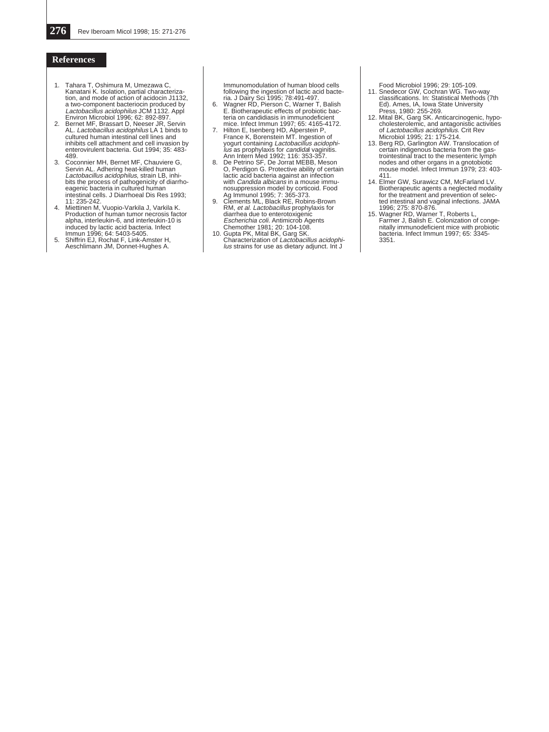## References

1. Tahara T, Oshimura M, Umezawa C, Kanatani K. Isolation, partial characterization, and mode of action of acidocin J1132, a two-component bacteriocin produced by *Lactobacillus acidophilus* JCM 1132. Appl Environ Microbiol 1996; 62: 892-897.
2. Bernet MF, Brassart D, Neeser JR, Servin AL. *Lactobacillus acidophilus* LA 1 binds to cultured human intestinal cell lines and inhibits cell attachment and cell invasion by enterovirulent bacteria. Gut 1994; 35: 483-489.
3. Coconnier MH, Bernet MF, Chauviere G, Servin AL. Adhering heat-killed human *Lactobacillus acidophilus*, strain LB, inhibits the process of pathogenicity of diarrhoeagenic bacteria in cultured human intestinal cells. J Diarrhoeal Dis Res 1993; 11: 235-242.
4. Miettinen M, Vuopio-Varkila J, Varkila K. Production of human tumor necrosis factor alpha, interleukin-6, and interleukin-10 is induced by lactic acid bacteria. Infect Immun 1996; 64: 5403-5405.
5. Shiffrin EJ, Rochat F, Link-Amster H, Aeschlimann JM, Donnet-Hughes A. Immunomodulation of human blood cells following the ingestion of lactic acid bacteria. J Dairy Sci 1995; 78:491-497.
6. Wagner RD, Pierson C, Warner T, Balish E. Biotherapeutic effects of probiotic bacteria on candidiasis in immunodeficient mice. Infect Immun 1997; 65: 4165-4172.
7. Hilton E, Isenberg HD, Alperstein P, France K, Borenstein MT. Ingestion of yogurt containing *Lactobacillus acidophilus* as prophylaxis for *candidal* vaginitis. Ann Intern Med 1992; 116: 353-357.
8. De Petrino SF, De Jorrat MEBB, Meson O, Perdigon G. Protective ability of certain lactic acid bacteria against an infection with *Candida albicans* in a mouse immunosuppression model by corticoid. Food Ag Immunol 1995; 7: 365-373.
9. Clements ML, Black RE, Robins-Brown RM, *et al*. *Lactobacillus* prophylaxis for diarrhea due to enterotoxigenic *Escherichia coli*. Antimicrob Agents Chemother 1981; 20: 104-108.
10. Gupta PK, Mital BK, Garg SK. Characterization of *Lactobacillus acidophilus* strains for use as dietary adjunct. Int J Food Microbiol 1996; 29: 105-109.
11. Snedecor GW, Cochran WG. Two-way classifications. In: Statistical Methods (7th Ed). Ames, IA, Iowa State University Press, 1980: 255-269.
12. Mital BK, Garg SK. Anticarcinogenic, hypocholesterolemic, and antagonistic activities of *Lactobacillus acidophilus*. Crit Rev Microbiol 1995; 21: 175-214.
13. Berg RD, Garlington AW. Translocation of certain indigenous bacteria from the gastrointestinal tract to the mesenteric lymph nodes and other organs in a gnotobiotic mouse model. Infect Immun 1979; 23: 403-411.
14. Elmer GW, Surawicz CM, McFarland LV. Biotherapeutic agents a neglected modality for the treatment and prevention of selected intestinal and vaginal infections. JAMA 1996; 275: 870-876.
15. Wagner RD, Warner T, Roberts L, Farmer J, Balish E. Colonization of congenitally immunodeficient mice with probiotic bacteria. Infect Immun 1997; 65: 3345-3351.